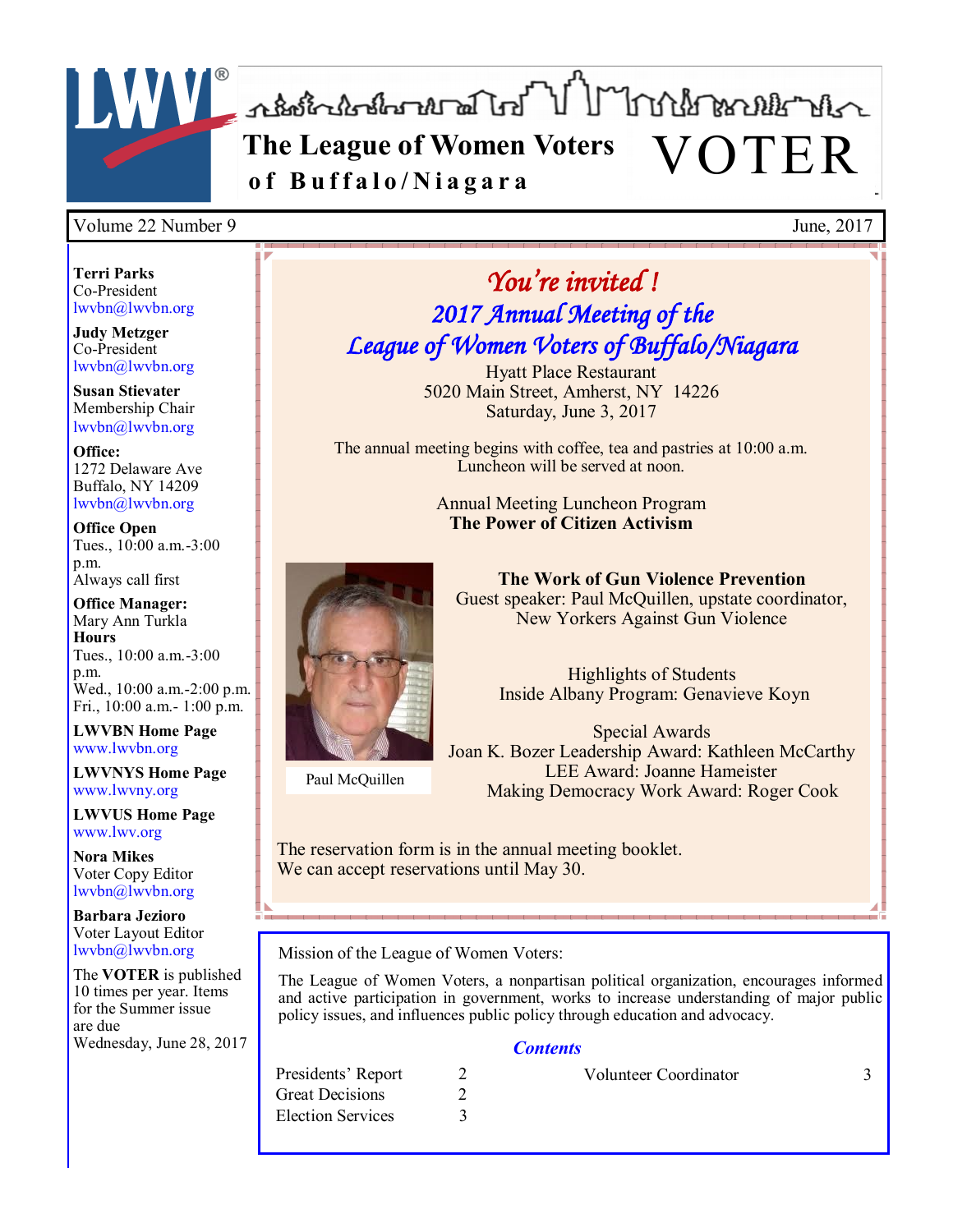# The League of Women Voters of Buffalo/Niagara VOTER

Volume 22 Number 9 June, 2017

**Terri Parks**
Co-President
lwvbn@lwvbn.org

**Judy Metzger**
Co-President
lwvbn@lwvbn.org

**Susan Stievater**
Membership Chair
lwvbn@lwvbn.org

**Office:**
1272 Delaware Ave
Buffalo, NY 14209
lwvbn@lwvbn.org

**Office Open**
Tues., 10:00 a.m.-3:00 p.m.
Always call first

**Office Manager:**
Mary Ann Turkla

**Hours**
Tues., 10:00 a.m.-3:00 p.m.
Wed., 10:00 a.m.-2:00 p.m.
Fri., 10:00 a.m.- 1:00 p.m.

**LWVBN Home Page**
www.lwvbn.org

**LWVNYS Home Page**
www.lwvny.org

**LWVUS Home Page**
www.lwv.org

**Nora Mikes**
Voter Copy Editor
lwvbn@lwvbn.org

**Barbara Jezioro**
Voter Layout Editor
lwvbn@lwvbn.org

The **VOTER** is published 10 times per year. Items for the Summer issue are due Wednesday, June 28, 2017

## *You're invited !*

## *2017 Annual Meeting of the League of Women Voters of Buffalo/Niagara*

Hyatt Place Restaurant
5020 Main Street, Amherst, NY 14226
Saturday, June 3, 2017

The annual meeting begins with coffee, tea and pastries at 10:00 a.m.
Luncheon will be served at noon.

Annual Meeting Luncheon Program
**The Power of Citizen Activism**

**The Work of Gun Violence Prevention**
Guest speaker: Paul McQuillen, upstate coordinator, New Yorkers Against Gun Violence

Paul McQuillen

Highlights of Students Inside Albany Program: Genavieve Koyn

Special Awards
Joan K. Bozer Leadership Award: Kathleen McCarthy
LEE Award: Joanne Hameister
Making Democracy Work Award: Roger Cook

The reservation form is in the annual meeting booklet.
We can accept reservations until May 30.

Mission of the League of Women Voters:

The League of Women Voters, a nonpartisan political organization, encourages informed and active participation in government, works to increase understanding of major public policy issues, and influences public policy through education and advocacy.

### *Contents*

| | | | |
|---|---|---|---|
| Presidents' Report | 2 | Volunteer Coordinator | 3 |
| Great Decisions | 2 | | |
| Election Services | 3 | | |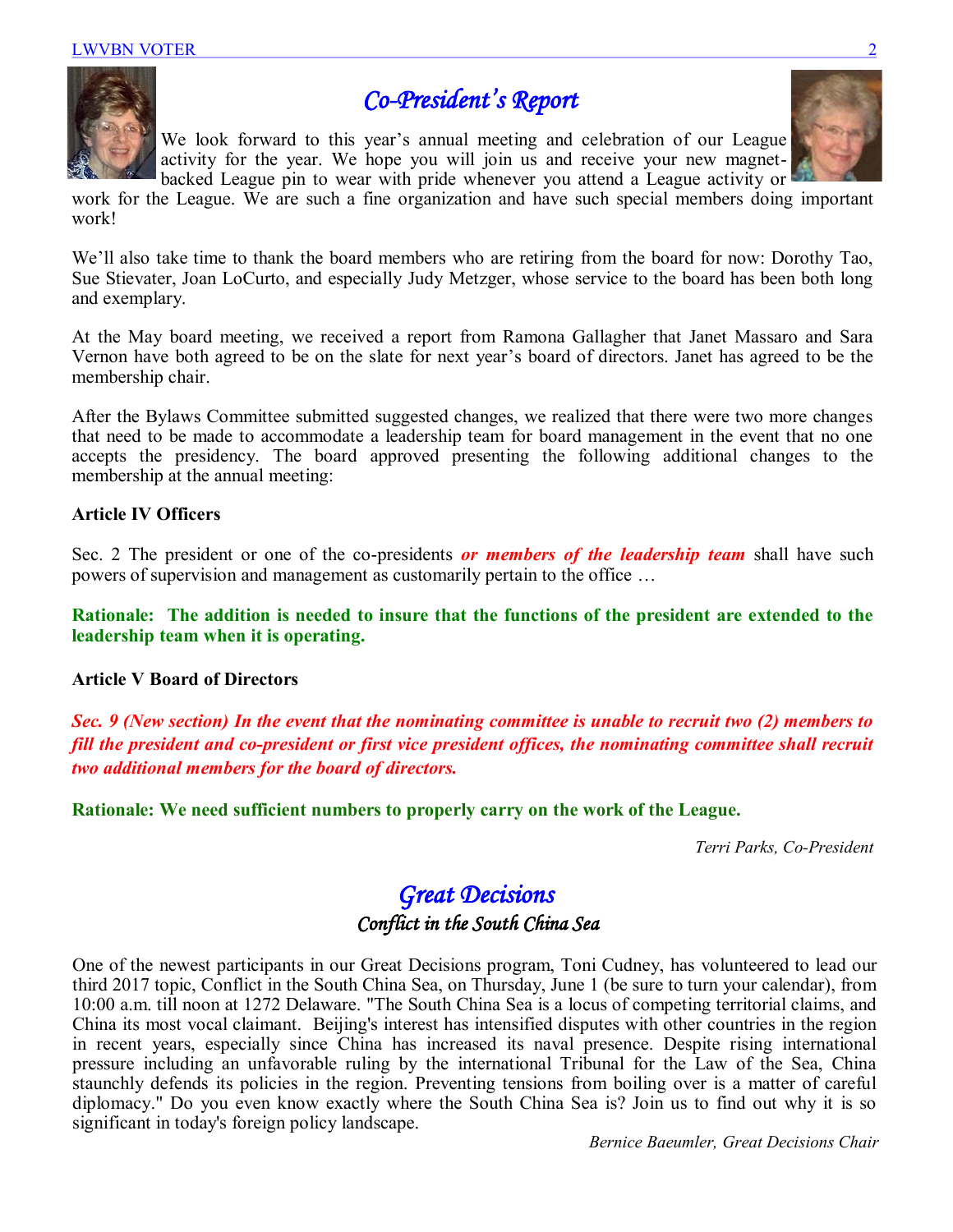## *Co-President's Report*

We look forward to this year's annual meeting and celebration of our League activity for the year. We hope you will join us and receive your new magnet-backed League pin to wear with pride whenever you attend a League activity or work for the League. We are such a fine organization and have such special members doing important work!

We'll also take time to thank the board members who are retiring from the board for now: Dorothy Tao, Sue Stievater, Joan LoCurto, and especially Judy Metzger, whose service to the board has been both long and exemplary.

At the May board meeting, we received a report from Ramona Gallagher that Janet Massaro and Sara Vernon have both agreed to be on the slate for next year's board of directors. Janet has agreed to be the membership chair.

After the Bylaws Committee submitted suggested changes, we realized that there were two more changes that need to be made to accommodate a leadership team for board management in the event that no one accepts the presidency. The board approved presenting the following additional changes to the membership at the annual meeting:

**Article IV Officers**

Sec. 2 The president or one of the co-presidents ***or members of the leadership team*** shall have such powers of supervision and management as customarily pertain to the office …

**Rationale: The addition is needed to insure that the functions of the president are extended to the leadership team when it is operating.**

**Article V Board of Directors**

***Sec. 9 (New section) In the event that the nominating committee is unable to recruit two (2) members to fill the president and co-president or first vice president offices, the nominating committee shall recruit two additional members for the board of directors.***

**Rationale: We need sufficient numbers to properly carry on the work of the League.**

*Terri Parks, Co-President*

## *Great Decisions*

### *Conflict in the South China Sea*

One of the newest participants in our Great Decisions program, Toni Cudney, has volunteered to lead our third 2017 topic, Conflict in the South China Sea, on Thursday, June 1 (be sure to turn your calendar), from 10:00 a.m. till noon at 1272 Delaware. "The South China Sea is a locus of competing territorial claims, and China its most vocal claimant. Beijing's interest has intensified disputes with other countries in the region in recent years, especially since China has increased its naval presence. Despite rising international pressure including an unfavorable ruling by the international Tribunal for the Law of the Sea, China staunchly defends its policies in the region. Preventing tensions from boiling over is a matter of careful diplomacy." Do you even know exactly where the South China Sea is? Join us to find out why it is so significant in today's foreign policy landscape.

*Bernice Baeumler, Great Decisions Chair*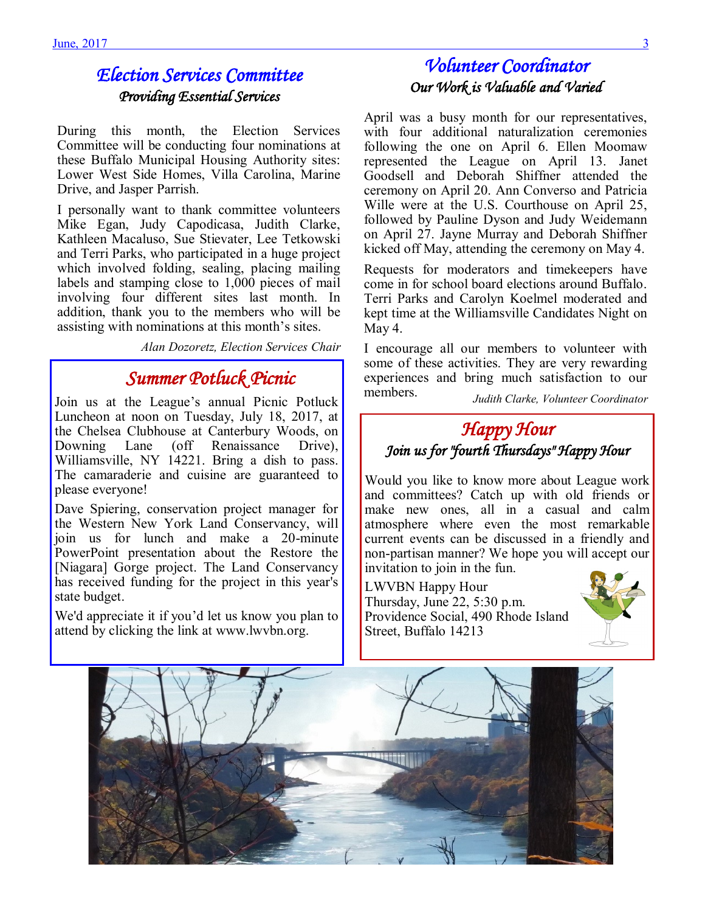## Election Services Committee

### Providing Essential Services

During this month, the Election Services Committee will be conducting four nominations at these Buffalo Municipal Housing Authority sites: Lower West Side Homes, Villa Carolina, Marine Drive, and Jasper Parrish.

I personally want to thank committee volunteers Mike Egan, Judy Capodicasa, Judith Clarke, Kathleen Macaluso, Sue Stievater, Lee Tetkowski and Terri Parks, who participated in a huge project which involved folding, sealing, placing mailing labels and stamping close to 1,000 pieces of mail involving four different sites last month. In addition, thank you to the members who will be assisting with nominations at this month's sites.

*Alan Dozoretz, Election Services Chair*

## Summer Potluck Picnic

Join us at the League's annual Picnic Potluck Luncheon at noon on Tuesday, July 18, 2017, at the Chelsea Clubhouse at Canterbury Woods, on Downing Lane (off Renaissance Drive), Williamsville, NY 14221. Bring a dish to pass. The camaraderie and cuisine are guaranteed to please everyone!

Dave Spiering, conservation project manager for the Western New York Land Conservancy, will join us for lunch and make a 20-minute PowerPoint presentation about the Restore the [Niagara] Gorge project. The Land Conservancy has received funding for the project in this year's state budget.

We'd appreciate it if you'd let us know you plan to attend by clicking the link at www.lwvbn.org.

## Volunteer Coordinator

### Our Work is Valuable and Varied

April was a busy month for our representatives, with four additional naturalization ceremonies following the one on April 6. Ellen Moomaw represented the League on April 13. Janet Goodsell and Deborah Shiffner attended the ceremony on April 20. Ann Converso and Patricia Wille were at the U.S. Courthouse on April 25, followed by Pauline Dyson and Judy Weidemann on April 27. Jayne Murray and Deborah Shiffner kicked off May, attending the ceremony on May 4.

Requests for moderators and timekeepers have come in for school board elections around Buffalo. Terri Parks and Carolyn Koelmel moderated and kept time at the Williamsville Candidates Night on May 4.

I encourage all our members to volunteer with some of these activities. They are very rewarding experiences and bring much satisfaction to our members.

*Judith Clarke, Volunteer Coordinator*

## Happy Hour

### Join us for "fourth Thursdays" Happy Hour

Would you like to know more about League work and committees? Catch up with old friends or make new ones, all in a casual and calm atmosphere where even the most remarkable current events can be discussed in a friendly and non-partisan manner? We hope you will accept our invitation to join in the fun.

LWVBN Happy Hour
Thursday, June 22, 5:30 p.m.
Providence Social, 490 Rhode Island Street, Buffalo 14213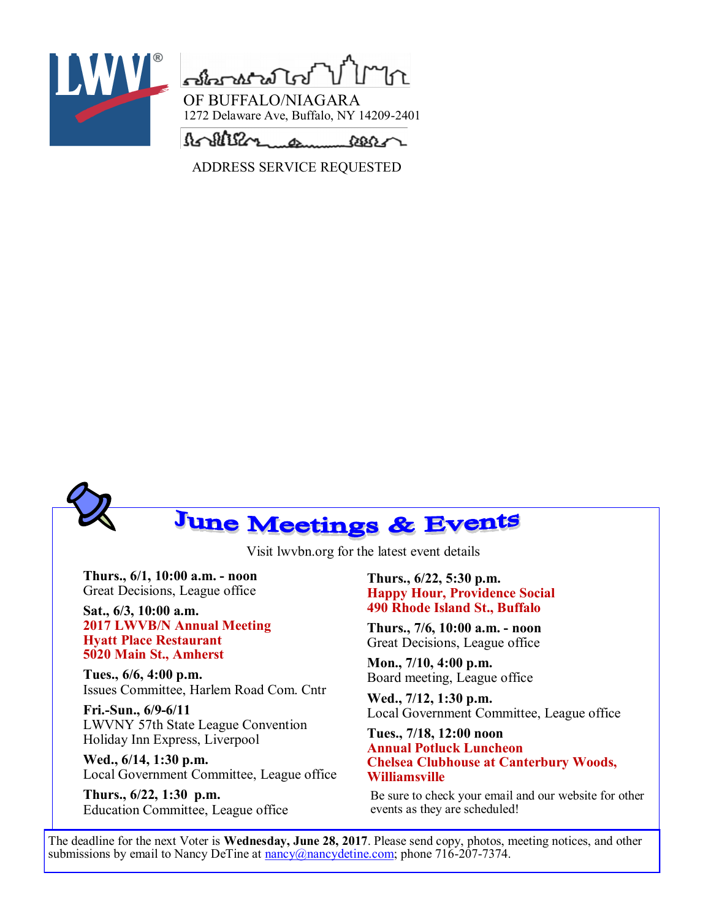LWV

OF BUFFALO/NIAGARA
1272 Delaware Ave, Buffalo, NY 14209-2401

ADDRESS SERVICE REQUESTED

## June Meetings & Events

Visit lwvbn.org for the latest event details

**Thurs., 6/1, 10:00 a.m. - noon**
Great Decisions, League office

**Sat., 6/3, 10:00 a.m.**
**2017 LWVB/N Annual Meeting**
**Hyatt Place Restaurant**
**5020 Main St., Amherst**

**Tues., 6/6, 4:00 p.m.**
Issues Committee, Harlem Road Com. Cntr

**Fri.-Sun., 6/9-6/11**
LWVNY 57th State League Convention
Holiday Inn Express, Liverpool

**Wed., 6/14, 1:30 p.m.**
Local Government Committee, League office

**Thurs., 6/22, 1:30 p.m.**
Education Committee, League office

**Thurs., 6/22, 5:30 p.m.**
**Happy Hour, Providence Social**
**490 Rhode Island St., Buffalo**

**Thurs., 7/6, 10:00 a.m. - noon**
Great Decisions, League office

**Mon., 7/10, 4:00 p.m.**
Board meeting, League office

**Wed., 7/12, 1:30 p.m.**
Local Government Committee, League office

**Tues., 7/18, 12:00 noon**
**Annual Potluck Luncheon**
**Chelsea Clubhouse at Canterbury Woods, Williamsville**

Be sure to check your email and our website for other events as they are scheduled!

The deadline for the next Voter is **Wednesday, June 28, 2017**. Please send copy, photos, meeting notices, and other submissions by email to Nancy DeTine at nancy@nancydetine.com; phone 716-207-7374.